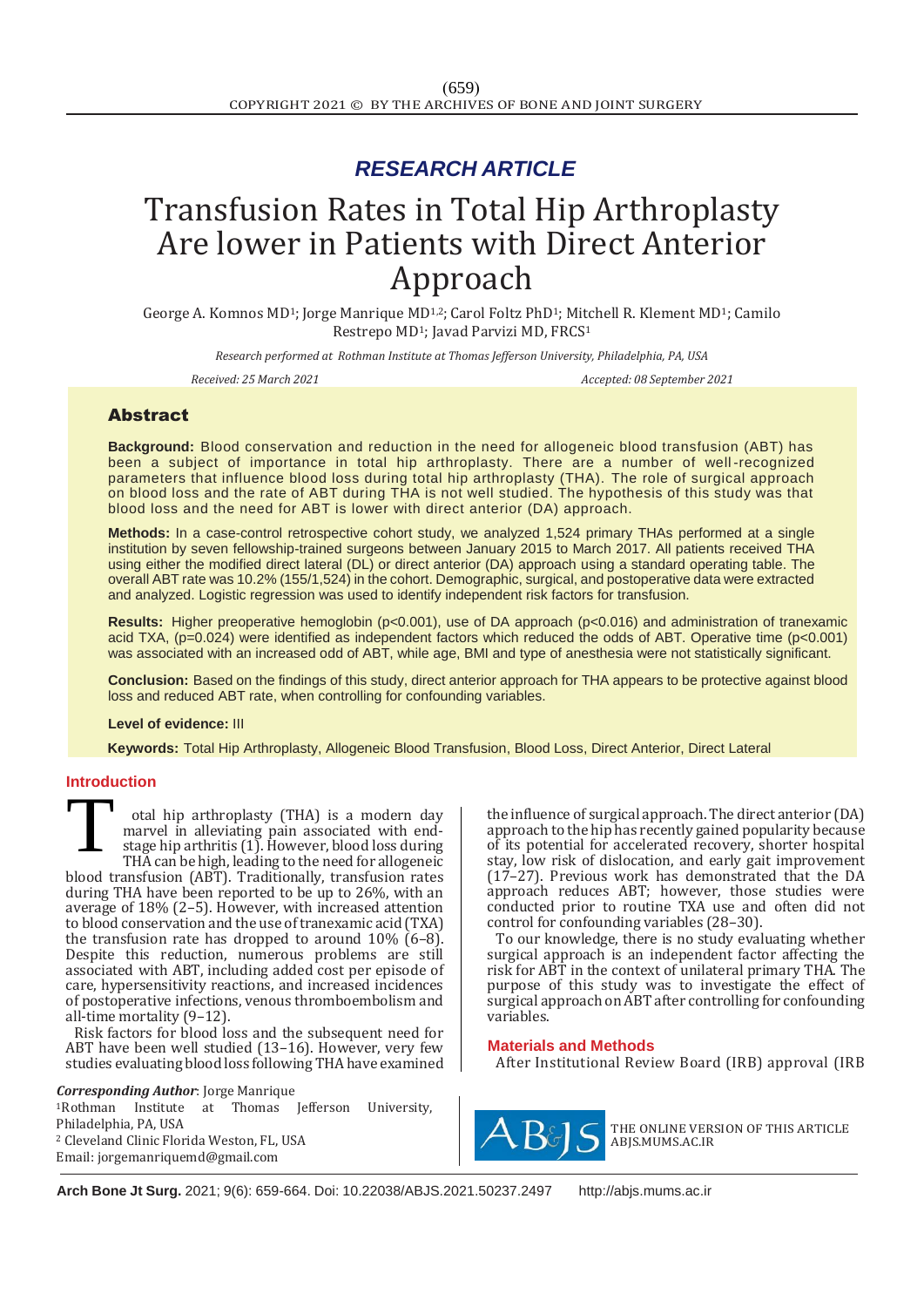*RESEARCH ARTICLE*

# Transfusion Rates in Total Hip Arthroplasty Are lower in Patients with Direct Anterior Approach

George A. Komnos MD[1]; Jorge Manrique MD[1,2]; Carol Foltz PhD[1]; Mitchell R. Klement MD[1]; Camilo Restrepo MD[1]; Javad Parvizi MD, FRCS[1]

*Research performed at Rothman Institute at Thomas Jefferson University, Philadelphia, PA, USA*

*Received: 25 March 2021* *Accepted: 08 September 2021*

## Abstract

**Background:** Blood conservation and reduction in the need for allogeneic blood transfusion (ABT) has been a subject of importance in total hip arthroplasty. There are a number of well-recognized parameters that influence blood loss during total hip arthroplasty (THA). The role of surgical approach on blood loss and the rate of ABT during THA is not well studied. The hypothesis of this study was that blood loss and the need for ABT is lower with direct anterior (DA) approach.

**Methods:** In a case-control retrospective cohort study, we analyzed 1,524 primary THAs performed at a single institution by seven fellowship-trained surgeons between January 2015 to March 2017. All patients received THA using either the modified direct lateral (DL) or direct anterior (DA) approach using a standard operating table. The overall ABT rate was 10.2% (155/1,524) in the cohort. Demographic, surgical, and postoperative data were extracted and analyzed. Logistic regression was used to identify independent risk factors for transfusion.

**Results:** Higher preoperative hemoglobin ($p<0.001$), use of DA approach ($p<0.016$) and administration of tranexamic acid TXA, ($p=0.024$) were identified as independent factors which reduced the odds of ABT. Operative time ($p<0.001$) was associated with an increased odd of ABT, while age, BMI and type of anesthesia were not statistically significant.

**Conclusion:** Based on the findings of this study, direct anterior approach for THA appears to be protective against blood loss and reduced ABT rate, when controlling for confounding variables.

**Level of evidence:** III

**Keywords:** Total Hip Arthroplasty, Allogeneic Blood Transfusion, Blood Loss, Direct Anterior, Direct Lateral

## Introduction

Total hip arthroplasty (THA) is a modern day marvel in alleviating pain associated with end-stage hip arthritis (1). However, blood loss during THA can be high, leading to the need for allogeneic blood transfusion (ABT). Traditionally, transfusion rates during THA have been reported to be up to 26%, with an average of 18% (2–5). However, with increased attention to blood conservation and the use of tranexamic acid (TXA) the transfusion rate has dropped to around 10% (6–8). Despite this reduction, numerous problems are still associated with ABT, including added cost per episode of care, hypersensitivity reactions, and increased incidences of postoperative infections, venous thromboembolism and all-time mortality (9–12).

Risk factors for blood loss and the subsequent need for ABT have been well studied (13–16). However, very few studies evaluating blood loss following THA have examined the influence of surgical approach. The direct anterior (DA) approach to the hip has recently gained popularity because of its potential for accelerated recovery, shorter hospital stay, low risk of dislocation, and early gait improvement (17–27). Previous work has demonstrated that the DA approach reduces ABT; however, those studies were conducted prior to routine TXA use and often did not control for confounding variables (28–30).

To our knowledge, there is no study evaluating whether surgical approach is an independent factor affecting the risk for ABT in the context of unilateral primary THA. The purpose of this study was to investigate the effect of surgical approach on ABT after controlling for confounding variables.

## Materials and Methods

After Institutional Review Board (IRB) approval (IRB

*Corresponding Author*: Jorge Manrique
[1]Rothman Institute at Thomas Jefferson University, Philadelphia, PA, USA
[2] Cleveland Clinic Florida Weston, FL, USA
Email: jorgemanriquemd@gmail.com

THE ONLINE VERSION OF THIS ARTICLE ABJS.MUMS.AC.IR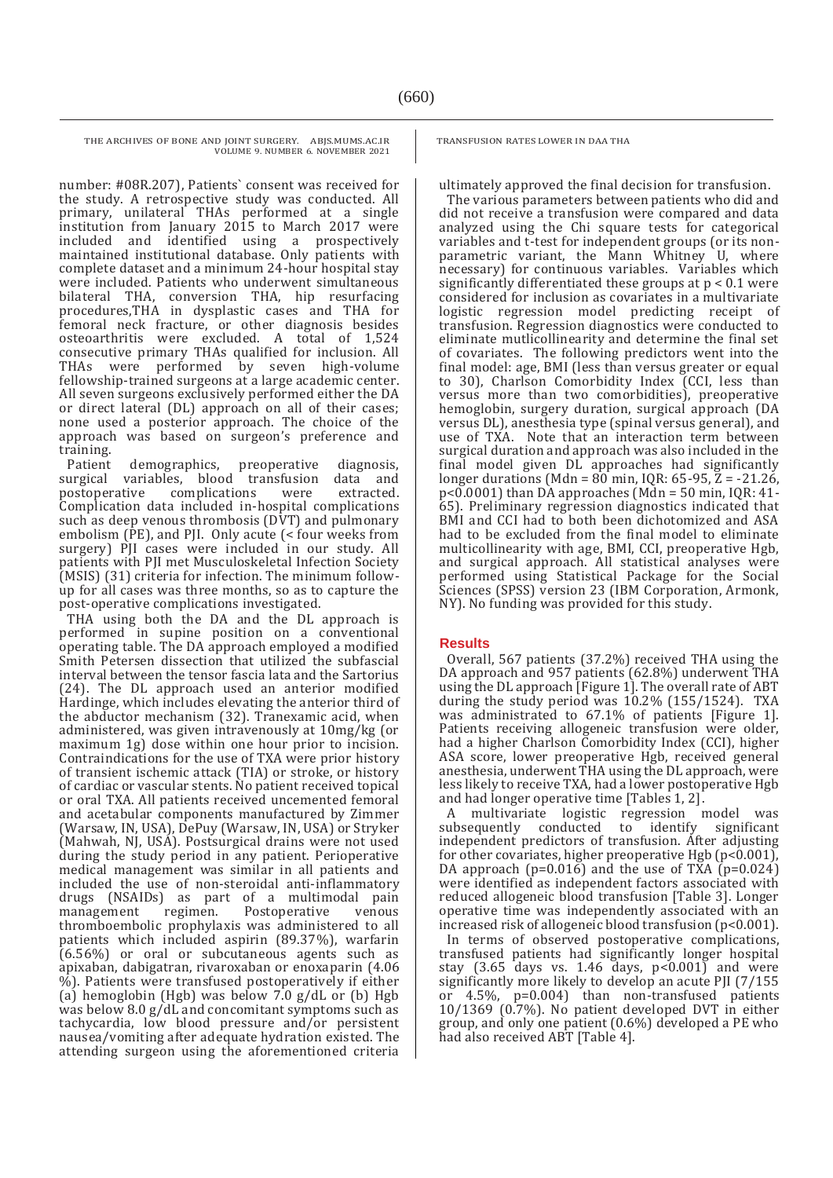number: #08R.207), Patients` consent was received for the study. A retrospective study was conducted. All primary, unilateral THAs performed at a single institution from January 2015 to March 2017 were included and identified using a prospectively maintained institutional database. Only patients with complete dataset and a minimum 24-hour hospital stay were included. Patients who underwent simultaneous bilateral THA, conversion THA, hip resurfacing procedures,THA in dysplastic cases and THA for femoral neck fracture, or other diagnosis besides osteoarthritis were excluded. A total of 1,524 consecutive primary THAs qualified for inclusion. All THAs were performed by seven high-volume fellowship-trained surgeons at a large academic center. All seven surgeons exclusively performed either the DA or direct lateral (DL) approach on all of their cases; none used a posterior approach. The choice of the approach was based on surgeon's preference and training.

Patient demographics, preoperative diagnosis, surgical variables, blood transfusion data and postoperative complications were extracted. Complication data included in-hospital complications such as deep venous thrombosis (DVT) and pulmonary embolism (PE), and PJI. Only acute (< four weeks from surgery) PJI cases were included in our study. All patients with PJI met Musculoskeletal Infection Society (MSIS) (31) criteria for infection. The minimum follow-up for all cases was three months, so as to capture the post-operative complications investigated.

THA using both the DA and the DL approach is performed in supine position on a conventional operating table. The DA approach employed a modified Smith Petersen dissection that utilized the subfascial interval between the tensor fascia lata and the Sartorius (24). The DL approach used an anterior modified Hardinge, which includes elevating the anterior third of the abductor mechanism (32). Tranexamic acid, when administered, was given intravenously at 10mg/kg (or maximum 1g) dose within one hour prior to incision. Contraindications for the use of TXA were prior history of transient ischemic attack (TIA) or stroke, or history of cardiac or vascular stents. No patient received topical or oral TXA. All patients received uncemented femoral and acetabular components manufactured by Zimmer (Warsaw, IN, USA), DePuy (Warsaw, IN, USA) or Stryker (Mahwah, NJ, USA). Postsurgical drains were not used during the study period in any patient. Perioperative medical management was similar in all patients and included the use of non-steroidal anti-inflammatory drugs (NSAIDs) as part of a multimodal pain management regimen. Postoperative venous thromboembolic prophylaxis was administered to all patients which included aspirin (89.37%), warfarin (6.56%) or oral or subcutaneous agents such as apixaban, dabigatran, rivaroxaban or enoxaparin (4.06 %). Patients were transfused postoperatively if either (a) hemoglobin (Hgb) was below 7.0 g/dL or (b) Hgb was below 8.0 g/dL and concomitant symptoms such as tachycardia, low blood pressure and/or persistent nausea/vomiting after adequate hydration existed. The attending surgeon using the aforementioned criteria ultimately approved the final decision for transfusion.

The various parameters between patients who did and did not receive a transfusion were compared and data analyzed using the Chi square tests for categorical variables and t-test for independent groups (or its non-parametric variant, the Mann Whitney U, where necessary) for continuous variables. Variables which significantly differentiated these groups at $p < 0.1$ were considered for inclusion as covariates in a multivariate logistic regression model predicting receipt of transfusion. Regression diagnostics were conducted to eliminate mutlicollinearity and determine the final set of covariates. The following predictors went into the final model: age, BMI (less than versus greater or equal to 30), Charlson Comorbidity Index (CCI, less than versus more than two comorbidities), preoperative hemoglobin, surgery duration, surgical approach (DA versus DL), anesthesia type (spinal versus general), and use of TXA. Note that an interaction term between surgical duration and approach was also included in the final model given DL approaches had significantly longer durations (Mdn = 80 min, IQR: 65-95, $Z = -21.26$, $p<0.0001$) than DA approaches (Mdn = 50 min, IQR: 41-65). Preliminary regression diagnostics indicated that BMI and CCI had to both been dichotomized and ASA had to be excluded from the final model to eliminate multicollinearity with age, BMI, CCI, preoperative Hgb, and surgical approach. All statistical analyses were performed using Statistical Package for the Social Sciences (SPSS) version 23 (IBM Corporation, Armonk, NY). No funding was provided for this study.

## Results

Overall, 567 patients (37.2%) received THA using the DA approach and 957 patients (62.8%) underwent THA using the DL approach [Figure 1]. The overall rate of ABT during the study period was 10.2% (155/1524). TXA was administrated to 67.1% of patients [Figure 1]. Patients receiving allogeneic transfusion were older, had a higher Charlson Comorbidity Index (CCI), higher ASA score, lower preoperative Hgb, received general anesthesia, underwent THA using the DL approach, were less likely to receive TXA, had a lower postoperative Hgb and had longer operative time [Tables 1, 2].

A multivariate logistic regression model was subsequently conducted to identify significant independent predictors of transfusion. After adjusting for other covariates, higher preoperative Hgb ($p<0.001$), DA approach ($p=0.016$) and the use of TXA ($p=0.024$) were identified as independent factors associated with reduced allogeneic blood transfusion [Table 3]. Longer operative time was independently associated with an increased risk of allogeneic blood transfusion ($p<0.001$).

In terms of observed postoperative complications, transfused patients had significantly longer hospital stay (3.65 days vs. 1.46 days, $p<0.001$) and were significantly more likely to develop an acute PJI (7/155 or 4.5%, $p=0.004$) than non-transfused patients 10/1369 (0.7%). No patient developed DVT in either group, and only one patient (0.6%) developed a PE who had also received ABT [Table 4].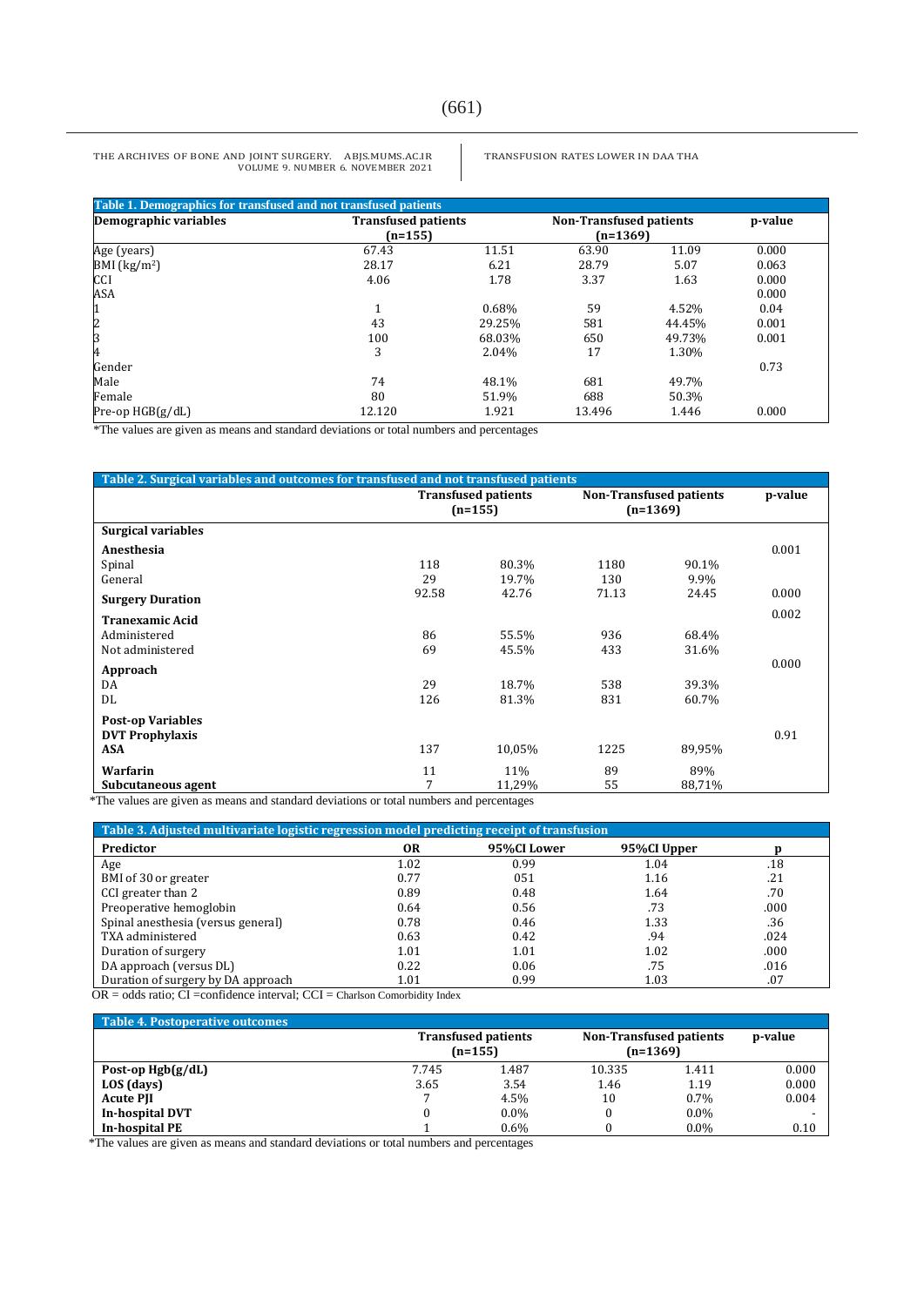**Table 1. Demographics for transfused and not transfused patients**

| Demographic variables | Transfused patients (n=155) | | Non-Transfused patients (n=1369) | | p-value |
|---|---|---|---|---|---|
| Age (years) | 67.43 | 11.51 | 63.90 | 11.09 | 0.000 |
| BMI (kg/m²) | 28.17 | 6.21 | 28.79 | 5.07 | 0.063 |
| CCI | 4.06 | 1.78 | 3.37 | 1.63 | 0.000 |
| ASA | | | | | 0.000 |
| 1 | 1 | 0.68% | 59 | 4.52% | 0.04 |
| 2 | 43 | 29.25% | 581 | 44.45% | 0.001 |
| 3 | 100 | 68.03% | 650 | 49.73% | 0.001 |
| 4 | 3 | 2.04% | 17 | 1.30% | |
| Gender | | | | | 0.73 |
| Male | 74 | 48.1% | 681 | 49.7% | |
| Female | 80 | 51.9% | 688 | 50.3% | |
| Pre-op HGB(g/dL) | 12.120 | 1.921 | 13.496 | 1.446 | 0.000 |

*The values are given as means and standard deviations or total numbers and percentages

**Table 2. Surgical variables and outcomes for transfused and not transfused patients**

| | Transfused patients (n=155) | | Non-Transfused patients (n=1369) | | p-value |
|---|---|---|---|---|---|
| **Surgical variables** | | | | | |
| **Anesthesia** | | | | | 0.001 |
| Spinal | 118 | 80.3% | 1180 | 90.1% | |
| General | 29 | 19.7% | 130 | 9.9% | |
| **Surgery Duration** | 92.58 | 42.76 | 71.13 | 24.45 | 0.000 |
| **Tranexamic Acid** | | | | | 0.002 |
| Administered | 86 | 55.5% | 936 | 68.4% | |
| Not administered | 69 | 45.5% | 433 | 31.6% | |
| **Approach** | | | | | 0.000 |
| DA | 29 | 18.7% | 538 | 39.3% | |
| DL | 126 | 81.3% | 831 | 60.7% | |
| **Post-op Variables** | | | | | |
| **DVT Prophylaxis** | | | | | 0.91 |
| **ASA** | 137 | 10,05% | 1225 | 89,95% | |
| **Warfarin** | 11 | 11% | 89 | 89% | |
| **Subcutaneous agent** | 7 | 11,29% | 55 | 88,71% | |

*The values are given as means and standard deviations or total numbers and percentages

**Table 3. Adjusted multivariate logistic regression model predicting receipt of transfusion**

| Predictor | OR | 95%CI Lower | 95%CI Upper | p |
|---|---|---|---|---|
| Age | 1.02 | 0.99 | 1.04 | .18 |
| BMI of 30 or greater | 0.77 | 051 | 1.16 | .21 |
| CCI greater than 2 | 0.89 | 0.48 | 1.64 | .70 |
| Preoperative hemoglobin | 0.64 | 0.56 | .73 | .000 |
| Spinal anesthesia (versus general) | 0.78 | 0.46 | 1.33 | .36 |
| TXA administered | 0.63 | 0.42 | .94 | .024 |
| Duration of surgery | 1.01 | 1.01 | 1.02 | .000 |
| DA approach (versus DL) | 0.22 | 0.06 | .75 | .016 |
| Duration of surgery by DA approach | 1.01 | 0.99 | 1.03 | .07 |

OR = odds ratio; CI =confidence interval; CCI = Charlson Comorbidity Index

**Table 4. Postoperative outcomes**

| | Transfused patients (n=155) | | Non-Transfused patients (n=1369) | | p-value |
|---|---|---|---|---|---|
| **Post-op Hgb(g/dL)** | 7.745 | 1.487 | 10.335 | 1.411 | 0.000 |
| **LOS (days)** | 3.65 | 3.54 | 1.46 | 1.19 | 0.000 |
| **Acute PJI** | 7 | 4.5% | 10 | 0.7% | 0.004 |
| **In-hospital DVT** | 0 | 0.0% | 0 | 0.0% | - |
| **In-hospital PE** | 1 | 0.6% | 0 | 0.0% | 0.10 |

*The values are given as means and standard deviations or total numbers and percentages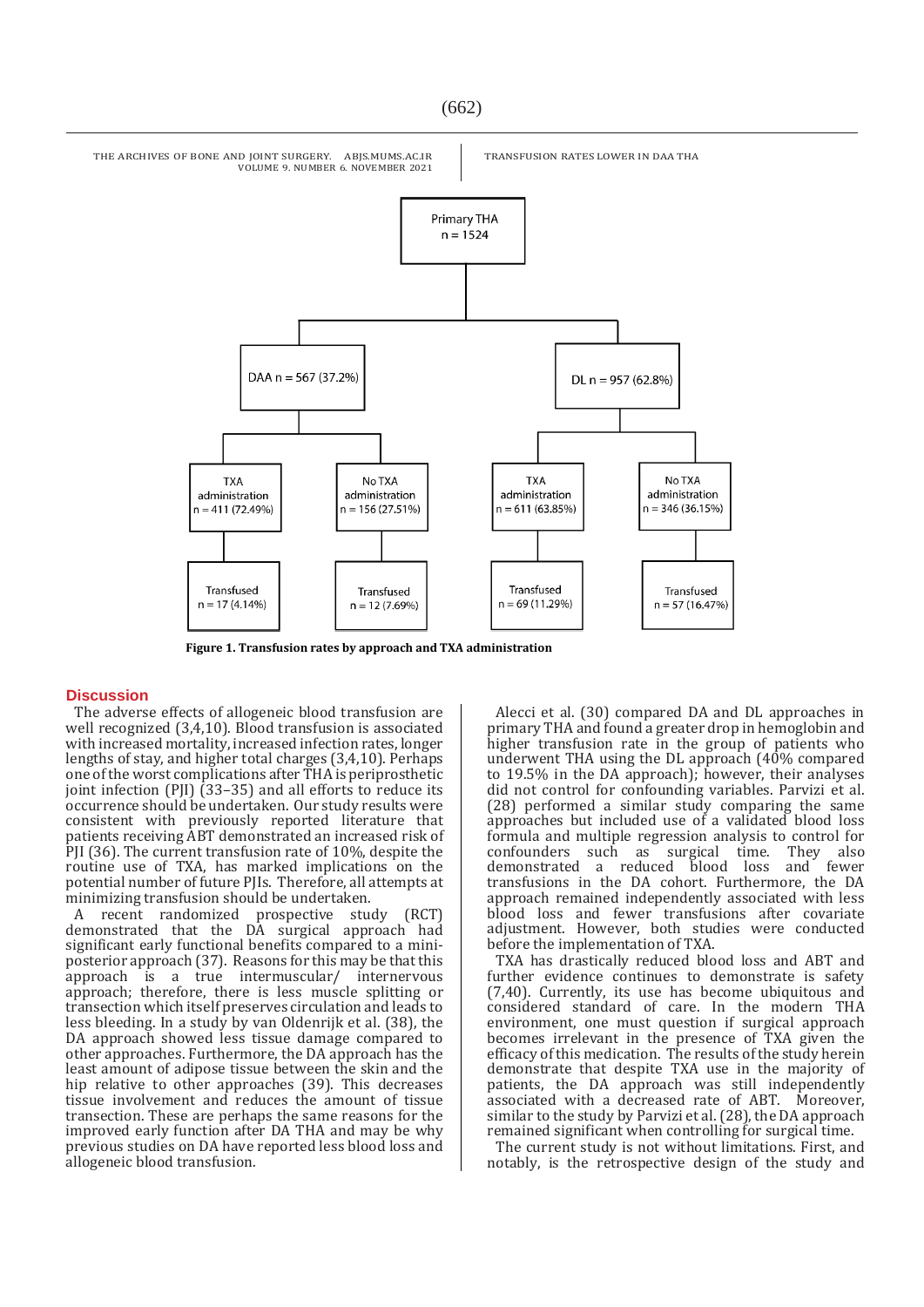Primary THA
n = 1524

DAA n = 567 (37.2%)

DL n = 957 (62.8%)

TXA administration n = 411 (72.49%)

No TXA administration n = 156 (27.51%)

TXA administration n = 611 (63.85%)

No TXA administration n = 346 (36.15%)

Transfused n = 17 (4.14%)

Transfused n = 12 (7.69%)

Transfused n = 69 (11.29%)

Transfused n = 57 (16.47%)

**Figure 1. Transfusion rates by approach and TXA administration**

## Discussion

The adverse effects of allogeneic blood transfusion are well recognized (3,4,10). Blood transfusion is associated with increased mortality, increased infection rates, longer lengths of stay, and higher total charges (3,4,10). Perhaps one of the worst complications after THA is periprosthetic joint infection (PJI) (33–35) and all efforts to reduce its occurrence should be undertaken. Our study results were consistent with previously reported literature that patients receiving ABT demonstrated an increased risk of PJI (36). The current transfusion rate of 10%, despite the routine use of TXA, has marked implications on the potential number of future PJIs. Therefore, all attempts at minimizing transfusion should be undertaken.

A recent randomized prospective study (RCT) demonstrated that the DA surgical approach had significant early functional benefits compared to a mini-posterior approach (37). Reasons for this may be that this approach is a true intermuscular/ internervous approach; therefore, there is less muscle splitting or transection which itself preserves circulation and leads to less bleeding. In a study by van Oldenrijk et al. (38), the DA approach showed less tissue damage compared to other approaches. Furthermore, the DA approach has the least amount of adipose tissue between the skin and the hip relative to other approaches (39). This decreases tissue involvement and reduces the amount of tissue transection. These are perhaps the same reasons for the improved early function after DA THA and may be why previous studies on DA have reported less blood loss and allogeneic blood transfusion.

Alecci et al. (30) compared DA and DL approaches in primary THA and found a greater drop in hemoglobin and higher transfusion rate in the group of patients who underwent THA using the DL approach (40% compared to 19.5% in the DA approach); however, their analyses did not control for confounding variables. Parvizi et al. (28) performed a similar study comparing the same approaches but included use of a validated blood loss formula and multiple regression analysis to control for confounders such as surgical time. They also demonstrated a reduced blood loss and fewer transfusions in the DA cohort. Furthermore, the DA approach remained independently associated with less blood loss and fewer transfusions after covariate adjustment. However, both studies were conducted before the implementation of TXA.

TXA has drastically reduced blood loss and ABT and further evidence continues to demonstrate is safety (7,40). Currently, its use has become ubiquitous and considered standard of care. In the modern THA environment, one must question if surgical approach becomes irrelevant in the presence of TXA given the efficacy of this medication. The results of the study herein demonstrate that despite TXA use in the majority of patients, the DA approach was still independently associated with a decreased rate of ABT. Moreover, similar to the study by Parvizi et al. (28), the DA approach remained significant when controlling for surgical time.

The current study is not without limitations. First, and notably, is the retrospective design of the study and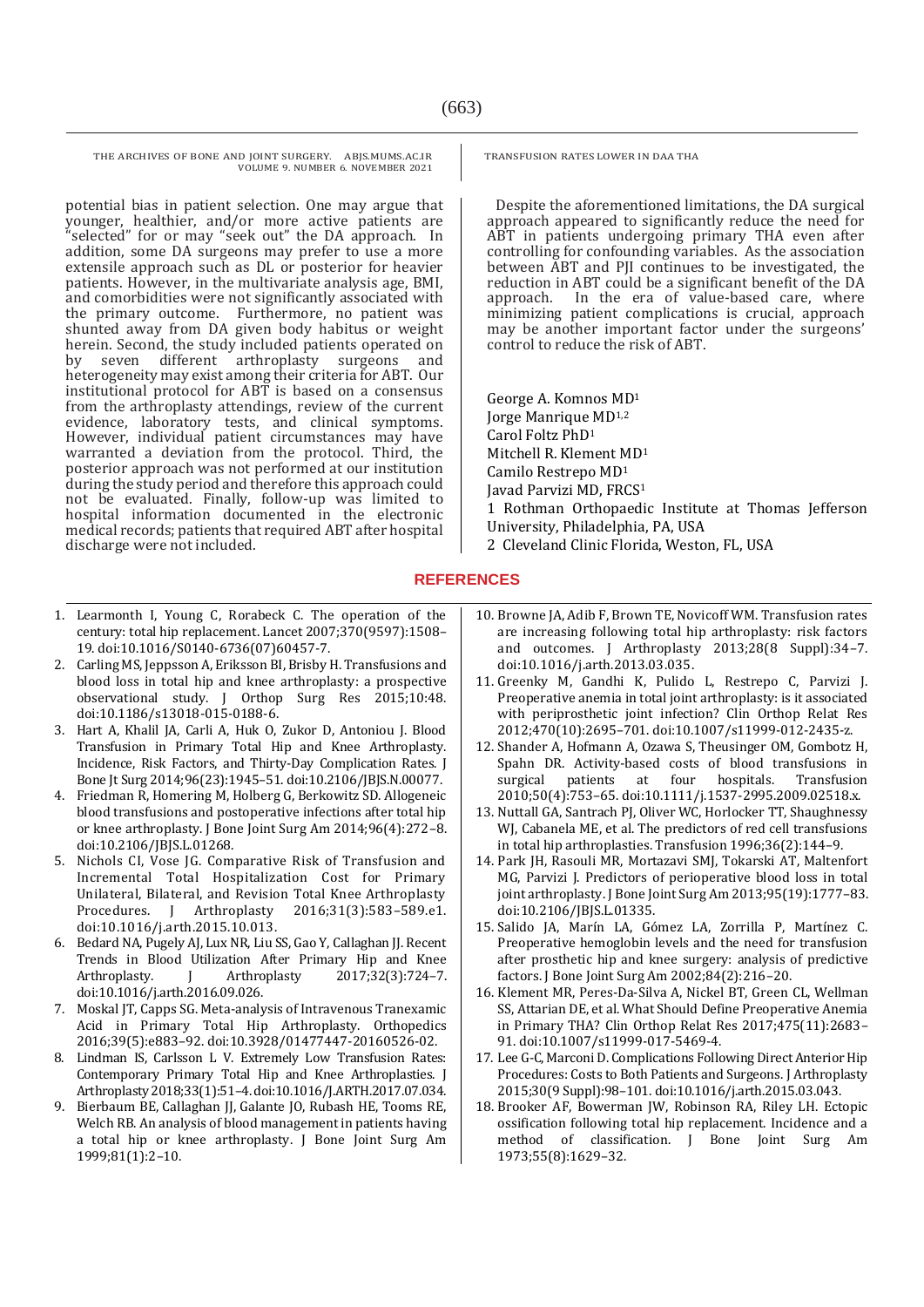potential bias in patient selection. One may argue that younger, healthier, and/or more active patients are "selected" for or may "seek out" the DA approach. In addition, some DA surgeons may prefer to use a more extensile approach such as DL or posterior for heavier patients. However, in the multivariate analysis age, BMI, and comorbidities were not significantly associated with the primary outcome. Furthermore, no patient was shunted away from DA given body habitus or weight herein. Second, the study included patients operated on by seven different arthroplasty surgeons and heterogeneity may exist among their criteria for ABT. Our institutional protocol for ABT is based on a consensus from the arthroplasty attendings, review of the current evidence, laboratory tests, and clinical symptoms. However, individual patient circumstances may have warranted a deviation from the protocol. Third, the posterior approach was not performed at our institution during the study period and therefore this approach could not be evaluated. Finally, follow-up was limited to hospital information documented in the electronic medical records; patients that required ABT after hospital discharge were not included.

Despite the aforementioned limitations, the DA surgical approach appeared to significantly reduce the need for ABT in patients undergoing primary THA even after controlling for confounding variables. As the association between ABT and PJI continues to be investigated, the reduction in ABT could be a significant benefit of the DA approach. In the era of value-based care, where minimizing patient complications is crucial, approach may be another important factor under the surgeons' control to reduce the risk of ABT.

George A. Komnos MD[1]
Jorge Manrique MD[1,2]
Carol Foltz PhD[1]
Mitchell R. Klement MD[1]
Camilo Restrepo MD[1]
Javad Parvizi MD, FRCS[1]
1 Rothman Orthopaedic Institute at Thomas Jefferson University, Philadelphia, PA, USA
2 Cleveland Clinic Florida, Weston, FL, USA

## REFERENCES

1. Learmonth I, Young C, Rorabeck C. The operation of the century: total hip replacement. Lancet 2007;370(9597):1508–19. doi:10.1016/S0140-6736(07)60457-7.
2. Carling MS, Jeppsson A, Eriksson BI, Brisby H. Transfusions and blood loss in total hip and knee arthroplasty: a prospective observational study. J Orthop Surg Res 2015;10:48. doi:10.1186/s13018-015-0188-6.
3. Hart A, Khalil JA, Carli A, Huk O, Zukor D, Antoniou J. Blood Transfusion in Primary Total Hip and Knee Arthroplasty. Incidence, Risk Factors, and Thirty-Day Complication Rates. J Bone Jt Surg 2014;96(23):1945–51. doi:10.2106/JBJS.N.00077.
4. Friedman R, Homering M, Holberg G, Berkowitz SD. Allogeneic blood transfusions and postoperative infections after total hip or knee arthroplasty. J Bone Joint Surg Am 2014;96(4):272–8. doi:10.2106/JBJS.L.01268.
5. Nichols CI, Vose JG. Comparative Risk of Transfusion and Incremental Total Hospitalization Cost for Primary Unilateral, Bilateral, and Revision Total Knee Arthroplasty Procedures. J Arthroplasty 2016;31(3):583–589.e1. doi:10.1016/j.arth.2015.10.013.
6. Bedard NA, Pugely AJ, Lux NR, Liu SS, Gao Y, Callaghan JJ. Recent Trends in Blood Utilization After Primary Hip and Knee Arthroplasty. J Arthroplasty 2017;32(3):724–7. doi:10.1016/j.arth.2016.09.026.
7. Moskal JT, Capps SG. Meta-analysis of Intravenous Tranexamic Acid in Primary Total Hip Arthroplasty. Orthopedics 2016;39(5):e883–92. doi:10.3928/01477447-20160526-02.
8. Lindman IS, Carlsson L V. Extremely Low Transfusion Rates: Contemporary Primary Total Hip and Knee Arthroplasties. J Arthroplasty 2018;33(1):51–4. doi:10.1016/J.ARTH.2017.07.034.
9. Bierbaum BE, Callaghan JJ, Galante JO, Rubash HE, Tooms RE, Welch RB. An analysis of blood management in patients having a total hip or knee arthroplasty. J Bone Joint Surg Am 1999;81(1):2–10.
10. Browne JA, Adib F, Brown TE, Novicoff WM. Transfusion rates are increasing following total hip arthroplasty: risk factors and outcomes. J Arthroplasty 2013;28(8 Suppl):34–7. doi:10.1016/j.arth.2013.03.035.
11. Greenky M, Gandhi K, Pulido L, Restrepo C, Parvizi J. Preoperative anemia in total joint arthroplasty: is it associated with periprosthetic joint infection? Clin Orthop Relat Res 2012;470(10):2695–701. doi:10.1007/s11999-012-2435-z.
12. Shander A, Hofmann A, Ozawa S, Theusinger OM, Gombotz H, Spahn DR. Activity-based costs of blood transfusions in surgical patients at four hospitals. Transfusion 2010;50(4):753–65. doi:10.1111/j.1537-2995.2009.02518.x.
13. Nuttall GA, Santrach PJ, Oliver WC, Horlocker TT, Shaughnessy WJ, Cabanela ME, et al. The predictors of red cell transfusions in total hip arthroplasties. Transfusion 1996;36(2):144–9.
14. Park JH, Rasouli MR, Mortazavi SMJ, Tokarski AT, Maltenfort MG, Parvizi J. Predictors of perioperative blood loss in total joint arthroplasty. J Bone Joint Surg Am 2013;95(19):1777–83. doi:10.2106/JBJS.L.01335.
15. Salido JA, Marín LA, Gómez LA, Zorrilla P, Martínez C. Preoperative hemoglobin levels and the need for transfusion after prosthetic hip and knee surgery: analysis of predictive factors. J Bone Joint Surg Am 2002;84(2):216–20.
16. Klement MR, Peres-Da-Silva A, Nickel BT, Green CL, Wellman SS, Attarian DE, et al. What Should Define Preoperative Anemia in Primary THA? Clin Orthop Relat Res 2017;475(11):2683–91. doi:10.1007/s11999-017-5469-4.
17. Lee G-C, Marconi D. Complications Following Direct Anterior Hip Procedures: Costs to Both Patients and Surgeons. J Arthroplasty 2015;30(9 Suppl):98–101. doi:10.1016/j.arth.2015.03.043.
18. Brooker AF, Bowerman JW, Robinson RA, Riley LH. Ectopic ossification following total hip replacement. Incidence and a method of classification. J Bone Joint Surg Am 1973;55(8):1629–32.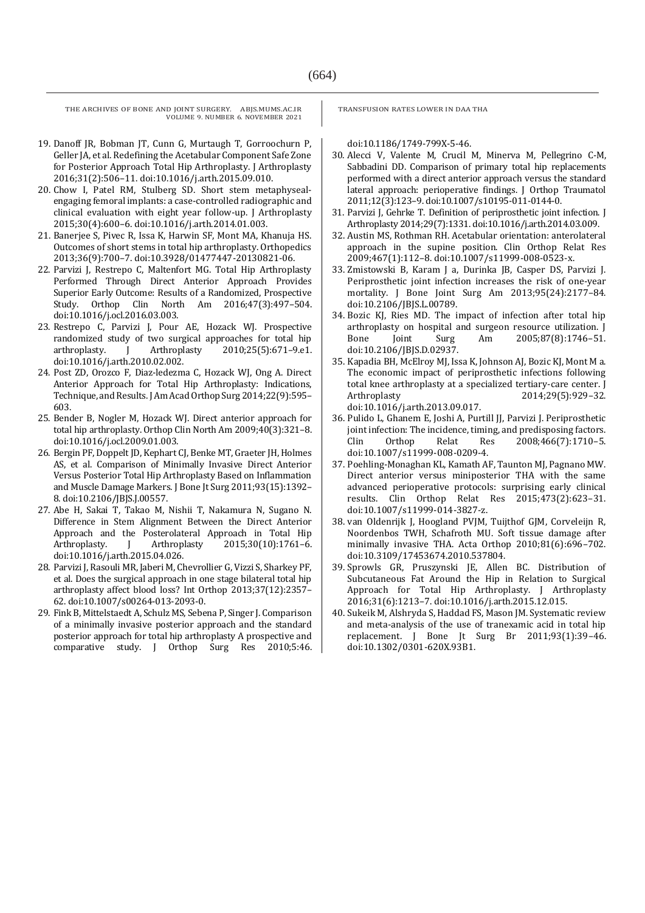19. Danoff JR, Bobman JT, Cunn G, Murtaugh T, Gorroochurn P, Geller JA, et al. Redefining the Acetabular Component Safe Zone for Posterior Approach Total Hip Arthroplasty. J Arthroplasty 2016;31(2):506–11. doi:10.1016/j.arth.2015.09.010.
20. Chow I, Patel RM, Stulberg SD. Short stem metaphyseal-engaging femoral implants: a case-controlled radiographic and clinical evaluation with eight year follow-up. J Arthroplasty 2015;30(4):600–6. doi:10.1016/j.arth.2014.01.003.
21. Banerjee S, Pivec R, Issa K, Harwin SF, Mont MA, Khanuja HS. Outcomes of short stems in total hip arthroplasty. Orthopedics 2013;36(9):700–7. doi:10.3928/01477447-20130821-06.
22. Parvizi J, Restrepo C, Maltenfort MG. Total Hip Arthroplasty Performed Through Direct Anterior Approach Provides Superior Early Outcome: Results of a Randomized, Prospective Study. Orthop Clin North Am 2016;47(3):497–504. doi:10.1016/j.ocl.2016.03.003.
23. Restrepo C, Parvizi J, Pour AE, Hozack WJ. Prospective randomized study of two surgical approaches for total hip arthroplasty. J Arthroplasty 2010;25(5):671–9.e1. doi:10.1016/j.arth.2010.02.002.
24. Post ZD, Orozco F, Diaz-ledezma C, Hozack WJ, Ong A. Direct Anterior Approach for Total Hip Arthroplasty: Indications, Technique, and Results. J Am Acad Orthop Surg 2014;22(9):595–603.
25. Bender B, Nogler M, Hozack WJ. Direct anterior approach for total hip arthroplasty. Orthop Clin North Am 2009;40(3):321–8. doi:10.1016/j.ocl.2009.01.003.
26. Bergin PF, Doppelt JD, Kephart CJ, Benke MT, Graeter JH, Holmes AS, et al. Comparison of Minimally Invasive Direct Anterior Versus Posterior Total Hip Arthroplasty Based on Inflammation and Muscle Damage Markers. J Bone Jt Surg 2011;93(15):1392–8. doi:10.2106/JBJS.J.00557.
27. Abe H, Sakai T, Takao M, Nishii T, Nakamura N, Sugano N. Difference in Stem Alignment Between the Direct Anterior Approach and the Posterolateral Approach in Total Hip Arthroplasty. J Arthroplasty 2015;30(10):1761–6. doi:10.1016/j.arth.2015.04.026.
28. Parvizi J, Rasouli MR, Jaberi M, Chevrollier G, Vizzi S, Sharkey PF, et al. Does the surgical approach in one stage bilateral total hip arthroplasty affect blood loss? Int Orthop 2013;37(12):2357–62. doi:10.1007/s00264-013-2093-0.
29. Fink B, Mittelstaedt A, Schulz MS, Sebena P, Singer J. Comparison of a minimally invasive posterior approach and the standard posterior approach for total hip arthroplasty A prospective and comparative study. J Orthop Surg Res 2010;5:46. doi:10.1186/1749-799X-5-46.
30. Alecci V, Valente M, Crucil M, Minerva M, Pellegrino C-M, Sabbadini DD. Comparison of primary total hip replacements performed with a direct anterior approach versus the standard lateral approach: perioperative findings. J Orthop Traumatol 2011;12(3):123–9. doi:10.1007/s10195-011-0144-0.
31. Parvizi J, Gehrke T. Definition of periprosthetic joint infection. J Arthroplasty 2014;29(7):1331. doi:10.1016/j.arth.2014.03.009.
32. Austin MS, Rothman RH. Acetabular orientation: anterolateral approach in the supine position. Clin Orthop Relat Res 2009;467(1):112–8. doi:10.1007/s11999-008-0523-x.
33. Zmistowski B, Karam J a, Durinka JB, Casper DS, Parvizi J. Periprosthetic joint infection increases the risk of one-year mortality. J Bone Joint Surg Am 2013;95(24):2177–84. doi:10.2106/JBJS.L.00789.
34. Bozic KJ, Ries MD. The impact of infection after total hip arthroplasty on hospital and surgeon resource utilization. J Bone Joint Surg Am 2005;87(8):1746–51. doi:10.2106/JBJS.D.02937.
35. Kapadia BH, McElroy MJ, Issa K, Johnson AJ, Bozic KJ, Mont M a. The economic impact of periprosthetic infections following total knee arthroplasty at a specialized tertiary-care center. J Arthroplasty 2014;29(5):929–32. doi:10.1016/j.arth.2013.09.017.
36. Pulido L, Ghanem E, Joshi A, Purtill JJ, Parvizi J. Periprosthetic joint infection: The incidence, timing, and predisposing factors. Clin Orthop Relat Res 2008;466(7):1710–5. doi:10.1007/s11999-008-0209-4.
37. Poehling-Monaghan KL, Kamath AF, Taunton MJ, Pagnano MW. Direct anterior versus miniposterior THA with the same advanced perioperative protocols: surprising early clinical results. Clin Orthop Relat Res 2015;473(2):623–31. doi:10.1007/s11999-014-3827-z.
38. van Oldenrijk J, Hoogland PVJM, Tuijthof GJM, Corveleijn R, Noordenbos TWH, Schafroth MU. Soft tissue damage after minimally invasive THA. Acta Orthop 2010;81(6):696–702. doi:10.3109/17453674.2010.537804.
39. Sprowls GR, Pruszynski JE, Allen BC. Distribution of Subcutaneous Fat Around the Hip in Relation to Surgical Approach for Total Hip Arthroplasty. J Arthroplasty 2016;31(6):1213–7. doi:10.1016/j.arth.2015.12.015.
40. Sukeik M, Alshryda S, Haddad FS, Mason JM. Systematic review and meta-analysis of the use of tranexamic acid in total hip replacement. J Bone Jt Surg Br 2011;93(1):39–46. doi:10.1302/0301-620X.93B1.